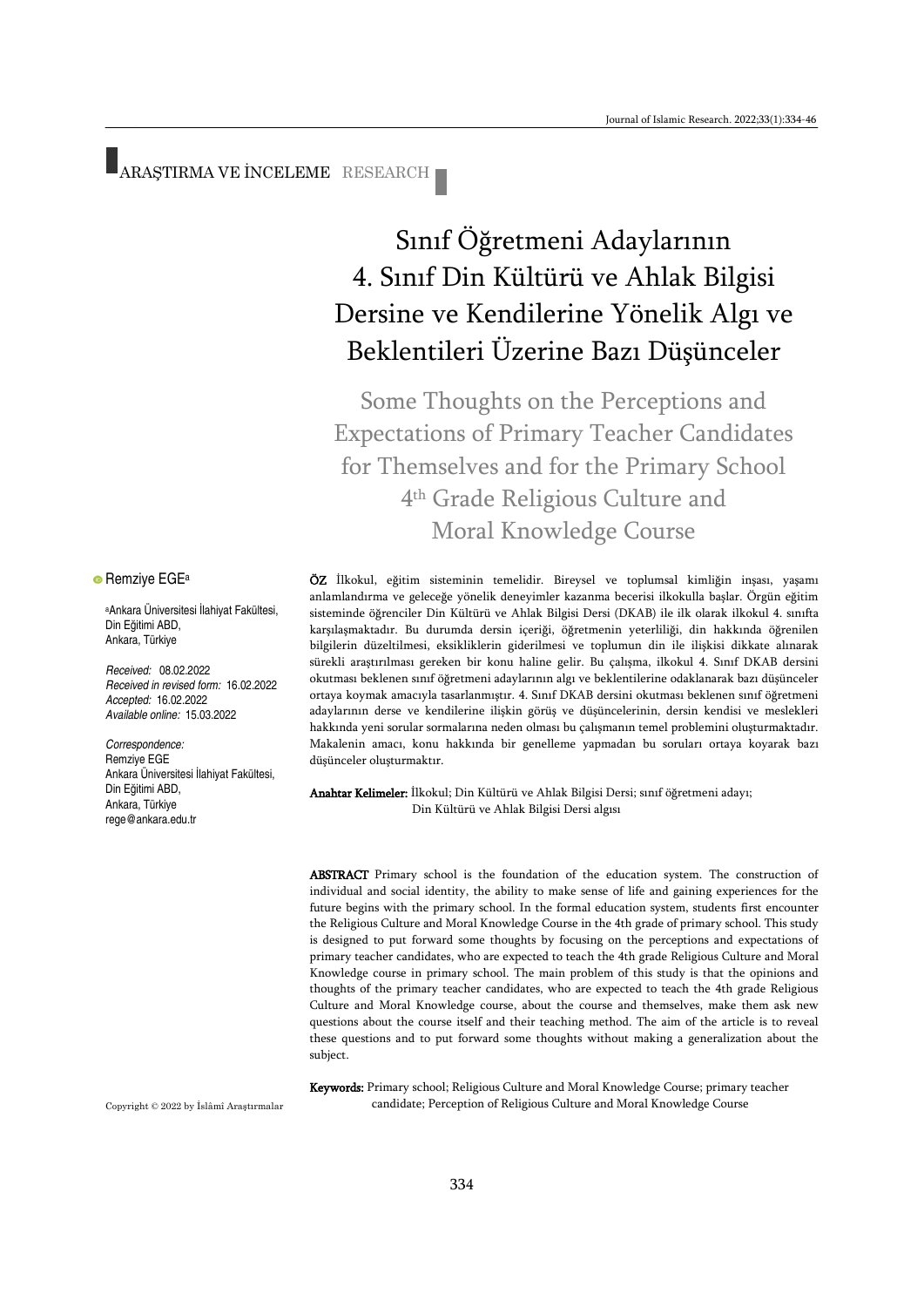ARAŞTIRMA VE İNCELEME RESEARCH

# Sınıf Öğretmeni Adaylarının 4. Sınıf Din Kültürü ve Ahlak Bilgisi Dersine ve Kendilerine Yönelik Algı ve Beklentileri Üzerine Bazı Düşünceler

## Some Thoughts on the Perceptions and Expectations of Primary Teacher Candidates for Themselves and for the Primary School 4th Grade Religious Culture and Moral Knowledge Course

Remziye EGE[a]

[a]Ankara Üniversitesi İlahiyat Fakültesi, Din Eğitimi ABD, Ankara, Türkiye

*Received:* 08.02.2022
*Received in revised form:* 16.02.2022
*Accepted:* 16.02.2022
*Available online:* 15.03.2022

*Correspondence:*
Remziye EGE
Ankara Üniversitesi İlahiyat Fakültesi, Din Eğitimi ABD, Ankara, Türkiye
rege@ankara.edu.tr

**ÖZ** İlkokul, eğitim sisteminin temelidir. Bireysel ve toplumsal kimliğin inşası, yaşamı anlamlandırma ve geleceğe yönelik deneyimler kazanma becerisi ilkokulla başlar. Örgün eğitim sisteminde öğrenciler Din Kültürü ve Ahlak Bilgisi Dersi (DKAB) ile ilk olarak ilkokul 4. sınıfta karşılaşmaktadır. Bu durumda dersin içeriği, öğretmenin yeterliliği, din hakkında öğrenilen bilgilerin düzeltilmesi, eksikliklerin giderilmesi ve toplumun din ile ilişkisi dikkate alınarak sürekli araştırılması gereken bir konu haline gelir. Bu çalışma, ilkokul 4. Sınıf DKAB dersini okutması beklenen sınıf öğretmeni adaylarının algı ve beklentilerine odaklanarak bazı düşünceler ortaya koymak amacıyla tasarlanmıştır. 4. Sınıf DKAB dersini okutması beklenen sınıf öğretmeni adaylarının derse ve kendilerine ilişkin görüş ve düşüncelerinin, dersin kendisi ve meslekleri hakkında yeni sorular sormalarına neden olması bu çalışmanın temel problemini oluşturmaktadır. Makalenin amacı, konu hakkında bir genelleme yapmadan bu soruları ortaya koyarak bazı düşünceler oluşturmaktır.

**Anahtar Kelimeler:** İlkokul; Din Kültürü ve Ahlak Bilgisi Dersi; sınıf öğretmeni adayı; Din Kültürü ve Ahlak Bilgisi Dersi algısı

**ABSTRACT** Primary school is the foundation of the education system. The construction of individual and social identity, the ability to make sense of life and gaining experiences for the future begins with the primary school. In the formal education system, students first encounter the Religious Culture and Moral Knowledge Course in the 4th grade of primary school. This study is designed to put forward some thoughts by focusing on the perceptions and expectations of primary teacher candidates, who are expected to teach the 4th grade Religious Culture and Moral Knowledge course in primary school. The main problem of this study is that the opinions and thoughts of the primary teacher candidates, who are expected to teach the 4th grade Religious Culture and Moral Knowledge course, about the course and themselves, make them ask new questions about the course itself and their teaching method. The aim of the article is to reveal these questions and to put forward some thoughts without making a generalization about the subject.

**Keywords:** Primary school; Religious Culture and Moral Knowledge Course; primary teacher candidate; Perception of Religious Culture and Moral Knowledge Course

Copyright © 2022 by İslâmî Araştırmalar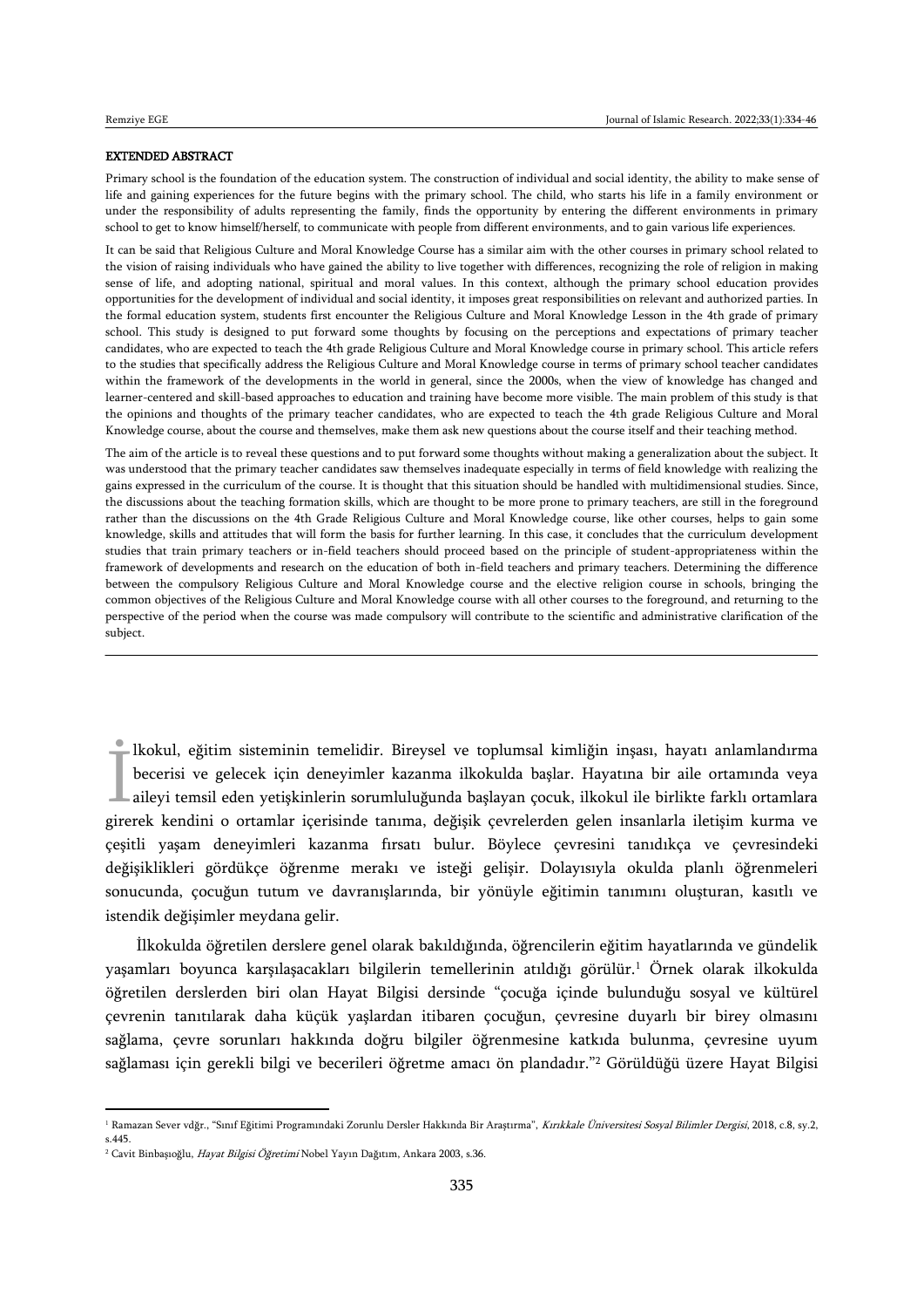#### EXTENDED ABSTRACT

Primary school is the foundation of the education system. The construction of individual and social identity, the ability to make sense of life and gaining experiences for the future begins with the primary school. The child, who starts his life in a family environment or under the responsibility of adults representing the family, finds the opportunity by entering the different environments in primary school to get to know himself/herself, to communicate with people from different environments, and to gain various life experiences.

It can be said that Religious Culture and Moral Knowledge Course has a similar aim with the other courses in primary school related to the vision of raising individuals who have gained the ability to live together with differences, recognizing the role of religion in making sense of life, and adopting national, spiritual and moral values. In this context, although the primary school education provides opportunities for the development of individual and social identity, it imposes great responsibilities on relevant and authorized parties. In the formal education system, students first encounter the Religious Culture and Moral Knowledge Lesson in the 4th grade of primary school. This study is designed to put forward some thoughts by focusing on the perceptions and expectations of primary teacher candidates, who are expected to teach the 4th grade Religious Culture and Moral Knowledge course in primary school. This article refers to the studies that specifically address the Religious Culture and Moral Knowledge course in terms of primary school teacher candidates within the framework of the developments in the world in general, since the 2000s, when the view of knowledge has changed and learner-centered and skill-based approaches to education and training have become more visible. The main problem of this study is that the opinions and thoughts of the primary teacher candidates, who are expected to teach the 4th grade Religious Culture and Moral Knowledge course, about the course and themselves, make them ask new questions about the course itself and their teaching method.

The aim of the article is to reveal these questions and to put forward some thoughts without making a generalization about the subject. It was understood that the primary teacher candidates saw themselves inadequate especially in terms of field knowledge with realizing the gains expressed in the curriculum of the course. It is thought that this situation should be handled with multidimensional studies. Since, the discussions about the teaching formation skills, which are thought to be more prone to primary teachers, are still in the foreground rather than the discussions on the 4th Grade Religious Culture and Moral Knowledge course, like other courses, helps to gain some knowledge, skills and attitudes that will form the basis for further learning. In this case, it concludes that the curriculum development studies that train primary teachers or in-field teachers should proceed based on the principle of student-appropriateness within the framework of developments and research on the education of both in-field teachers and primary teachers. Determining the difference between the compulsory Religious Culture and Moral Knowledge course and the elective religion course in schools, bringing the common objectives of the Religious Culture and Moral Knowledge course with all other courses to the foreground, and returning to the perspective of the period when the course was made compulsory will contribute to the scientific and administrative clarification of the subject.

---

İlkokul, eğitim sisteminin temelidir. Bireysel ve toplumsal kimliğin inşası, hayatı anlamlandırma becerisi ve gelecek için deneyimler kazanma ilkokulda başlar. Hayatına bir aile ortamında veya aileyi temsil eden yetişkinlerin sorumluluğunda başlayan çocuk, ilkokul ile birlikte farklı ortamlara girerek kendini o ortamlar içerisinde tanıma, değişik çevrelerden gelen insanlarla iletişim kurma ve çeşitli yaşam deneyimleri kazanma fırsatı bulur. Böylece çevresini tanıdıkça ve çevresindeki değişiklikleri gördükçe öğrenme merakı ve isteği gelişir. Dolayısıyla okulda planlı öğrenmeleri sonucunda, çocuğun tutum ve davranışlarında, bir yönüyle eğitimin tanımını oluşturan, kasıtlı ve istendik değişimler meydana gelir.

İlkokulda öğretilen derslere genel olarak bakıldığında, öğrencilerin eğitim hayatlarında ve gündelik yaşamları boyunca karşılaşacakları bilgilerin temellerinin atıldığı görülür.[1] Örnek olarak ilkokulda öğretilen derslerden biri olan Hayat Bilgisi dersinde "çocuğa içinde bulunduğu sosyal ve kültürel çevrenin tanıtılarak daha küçük yaşlardan itibaren çocuğun, çevresine duyarlı bir birey olmasını sağlama, çevre sorunları hakkında doğru bilgiler öğrenmesine katkıda bulunma, çevresine uyum sağlaması için gerekli bilgi ve becerileri öğretme amacı ön plandadır."[2] Görüldüğü üzere Hayat Bilgisi

---

[1] Ramazan Sever vdğr., "Sınıf Eğitimi Programındaki Zorunlu Dersler Hakkında Bir Araştırma", *Kırıkkale Üniversitesi Sosyal Bilimler Dergisi*, 2018, c.8, sy.2, s.445.

[2] Cavit Binbaşıoğlu, *Hayat Bilgisi Öğretimi* Nobel Yayın Dağıtım, Ankara 2003, s.36.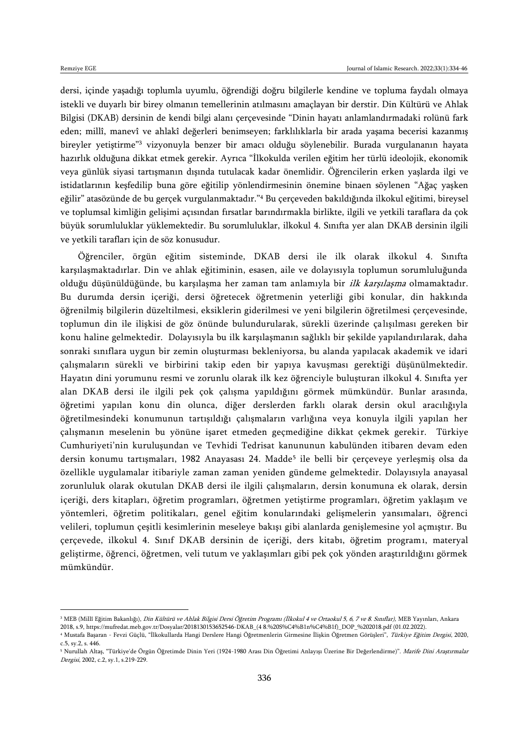dersi, içinde yaşadığı toplumla uyumlu, öğrendiği doğru bilgilerle kendine ve topluma faydalı olmaya istekli ve duyarlı bir birey olmanın temellerinin atılmasını amaçlayan bir derstir. Din Kültürü ve Ahlak Bilgisi (DKAB) dersinin de kendi bilgi alanı çerçevesinde "Dinin hayatı anlamlandırmadaki rolünü fark eden; millî, manevî ve ahlakî değerleri benimseyen; farklılıklarla bir arada yaşama becerisi kazanmış bireyler yetiştirme"[3] vizyonuyla benzer bir amacı olduğu söylenebilir. Burada vurgulananın hayata hazırlık olduğuna dikkat etmek gerekir. Ayrıca "İlkokulda verilen eğitim her türlü ideolojik, ekonomik veya günlük siyasi tartışmanın dışında tutulacak kadar önemlidir. Öğrencilerin erken yaşlarda ilgi ve istidatlarının keşfedilip buna göre eğitilip yönlendirmesinin önemine binaen söylenen "Ağaç yaşken eğilir" atasözünde de bu gerçek vurgulanmaktadır."[4] Bu çerçeveden bakıldığında ilkokul eğitimi, bireysel ve toplumsal kimliğin gelişimi açısından fırsatlar barındırmakla birlikte, ilgili ve yetkili taraflara da çok büyük sorumluluklar yüklemektedir. Bu sorumluluklar, ilkokul 4. Sınıfta yer alan DKAB dersinin ilgili ve yetkili tarafları için de söz konusudur.

Öğrenciler, örgün eğitim sisteminde, DKAB dersi ile ilk olarak ilkokul 4. Sınıfta karşılaşmaktadırlar. Din ve ahlak eğitiminin, esasen, aile ve dolayısıyla toplumun sorumluluğunda olduğu düşünüldüğünde, bu karşılaşma her zaman tam anlamıyla bir *ilk karşılaşma* olmamaktadır. Bu durumda dersin içeriği, dersi öğretecek öğretmenin yeterliği gibi konular, din hakkında öğrenilmiş bilgilerin düzeltilmesi, eksiklerin giderilmesi ve yeni bilgilerin öğretilmesi çerçevesinde, toplumun din ile ilişkisi de göz önünde bulundurularak, sürekli üzerinde çalışılması gereken bir konu haline gelmektedir. Dolayısıyla bu ilk karşılaşmanın sağlıklı bir şekilde yapılandırılarak, daha sonraki sınıflara uygun bir zemin oluşturması bekleniyorsa, bu alanda yapılacak akademik ve idari çalışmaların sürekli ve birbirini takip eden bir yapıya kavuşması gerektiği düşünülmektedir. Hayatın dini yorumunu resmi ve zorunlu olarak ilk kez öğrenciyle buluşturan ilkokul 4. Sınıfta yer alan DKAB dersi ile ilgili pek çok çalışma yapıldığını görmek mümkündür. Bunlar arasında, öğretimi yapılan konu din olunca, diğer derslerden farklı olarak dersin okul aracılığıyla öğretilmesindeki konumunun tartışıldığı çalışmaların varlığına veya konuyla ilgili yapılan her çalışmanın meselenin bu yönüne işaret etmeden geçmediğine dikkat çekmek gerekir. Türkiye Cumhuriyeti'nin kuruluşundan ve Tevhidi Tedrisat kanununun kabulünden itibaren devam eden dersin konumu tartışmaları, 1982 Anayasası 24. Madde[5] ile belli bir çerçeveye yerleşmiş olsa da özellikle uygulamalar itibariyle zaman zaman yeniden gündeme gelmektedir. Dolayısıyla anayasal zorunluluk olarak okutulan DKAB dersi ile ilgili çalışmaların, dersin konumuna ek olarak, dersin içeriği, ders kitapları, öğretim programları, öğretmen yetiştirme programları, öğretim yaklaşım ve yöntemleri, öğretim politikaları, genel eğitim konularındaki gelişmelerin yansımaları, öğrenci velileri, toplumun çeşitli kesimlerinin meseleye bakışı gibi alanlarda genişlemesine yol açmıştır. Bu çerçevede, ilkokul 4. Sınıf DKAB dersinin de içeriği, ders kitabı, öğretim programı, materyal geliştirme, öğrenci, öğretmen, veli tutum ve yaklaşımları gibi pek çok yönden araştırıldığını görmek mümkündür.

---

[3] MEB (Millî Eğitim Bakanlığı), *Din Kültürü ve Ahlak Bilgisi Dersi Öğretim Programı (İlkokul 4 ve Ortaokul 5, 6, 7 ve 8. Sınıflar)*, MEB Yayınları, Ankara 2018, s.9, https://mufredat.meb.gov.tr/Dosyalar/2018130153652546-DKAB_(4 8.%20S%C4%B1n%C4%B1f)_DOP_%202018.pdf (01.02.2022).

[4] Mustafa Başaran - Fevzi Güçlü, "İlkokullarda Hangi Derslere Hangi Öğretmenlerin Girmesine İlişkin Öğretmen Görüşleri", *Türkiye Eğitim Dergisi*, 2020, c.5, sy.2, s. 446.

[5] Nurullah Altaş, "Türkiye'de Örgün Öğretimde Dinin Yeri (1924-1980 Arası Din Öğretimi Anlayışı Üzerine Bir Değerlendirme)". *Marife Dini Araştırmalar Dergisi*, 2002, c.2, sy.1, s.219-229.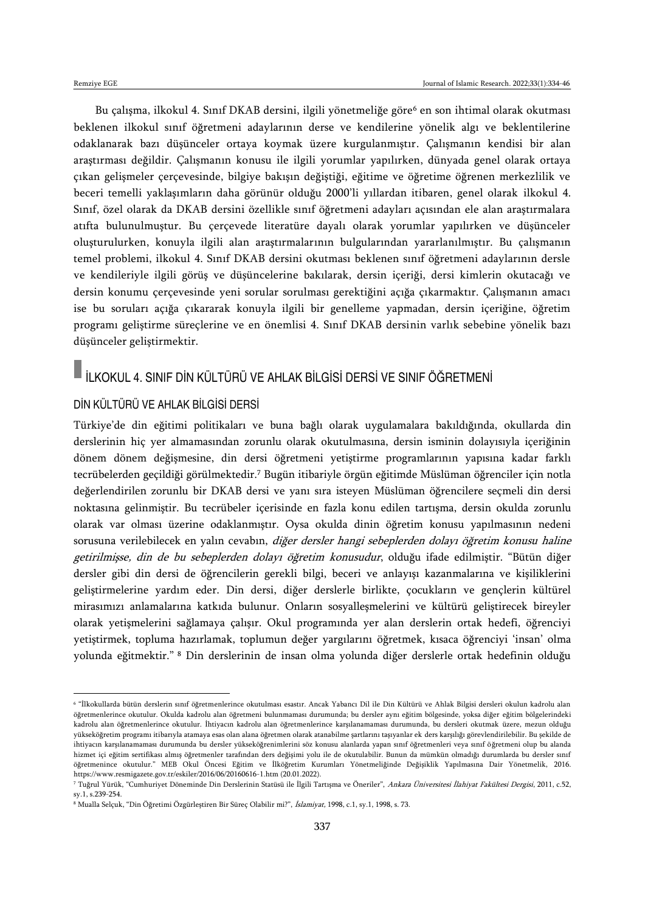Bu çalışma, ilkokul 4. Sınıf DKAB dersini, ilgili yönetmeliğe göre[6] en son ihtimal olarak okutması beklenen ilkokul sınıf öğretmeni adaylarının derse ve kendilerine yönelik algı ve beklentilerine odaklanarak bazı düşünceler ortaya koymak üzere kurgulanmıştır. Çalışmanın kendisi bir alan araştırması değildir. Çalışmanın konusu ile ilgili yorumlar yapılırken, dünyada genel olarak ortaya çıkan gelişmeler çerçevesinde, bilgiye bakışın değiştiği, eğitime ve öğretime öğrenen merkezlilik ve beceri temelli yaklaşımların daha görünür olduğu 2000'li yıllardan itibaren, genel olarak ilkokul 4. Sınıf, özel olarak da DKAB dersini özellikle sınıf öğretmeni adayları açısından ele alan araştırmalara atıfta bulunulmuştur. Bu çerçevede literatüre dayalı olarak yorumlar yapılırken ve düşünceler oluşturulurken, konuyla ilgili alan araştırmalarının bulgularından yararlanılmıştır. Bu çalışmanın temel problemi, ilkokul 4. Sınıf DKAB dersini okutması beklenen sınıf öğretmeni adaylarının dersle ve kendileriyle ilgili görüş ve düşüncelerine bakılarak, dersin içeriği, dersi kimlerin okutacağı ve dersin konumu çerçevesinde yeni sorular sorulması gerektiğini açığa çıkarmaktır. Çalışmanın amacı ise bu soruları açığa çıkararak konuyla ilgili bir genelleme yapmadan, dersin içeriğine, öğretim programı geliştirme süreçlerine ve en önemlisi 4. Sınıf DKAB dersinin varlık sebebine yönelik bazı düşünceler geliştirmektir.

## İLKOKUL 4. SINIF DİN KÜLTÜRÜ VE AHLAK BİLGİSİ DERSİ VE SINIF ÖĞRETMENİ

### DİN KÜLTÜRÜ VE AHLAK BİLGİSİ DERSİ

Türkiye'de din eğitimi politikaları ve buna bağlı olarak uygulamalara bakıldığında, okullarda din derslerinin hiç yer almamasından zorunlu olarak okutulmasına, dersin isminin dolayısıyla içeriğinin dönem dönem değişmesine, din dersi öğretmeni yetiştirme programlarının yapısına kadar farklı tecrübelerden geçildiği görülmektedir.[7] Bugün itibariyle örgün eğitimde Müslüman öğrenciler için notla değerlendirilen zorunlu bir DKAB dersi ve yanı sıra isteyen Müslüman öğrencilere seçmeli din dersi noktasına gelinmiştir. Bu tecrübeler içerisinde en fazla konu edilen tartışma, dersin okulda zorunlu olarak var olması üzerine odaklanmıştır. Oysa okulda dinin öğretim konusu yapılmasının nedeni sorusuna verilebilecek en yalın cevabın, *diğer dersler hangi sebeplerden dolayı öğretim konusu haline getirilmişse, din de bu sebeplerden dolayı öğretim konusudur*, olduğu ifade edilmiştir. "Bütün diğer dersler gibi din dersi de öğrencilerin gerekli bilgi, beceri ve anlayışı kazanmalarına ve kişiliklerini geliştirmelerine yardım eder. Din dersi, diğer derslerle birlikte, çocukların ve gençlerin kültürel mirasımızı anlamalarına katkıda bulunur. Onların sosyalleşmelerini ve kültürü geliştirecek bireyler olarak yetişmelerini sağlamaya çalışır. Okul programında yer alan derslerin ortak hedefi, öğrenciyi yetiştirmek, topluma hazırlamak, toplumun değer yargılarını öğretmek, kısaca öğrenciyi 'insan' olma yolunda eğitmektir." [8] Din derslerinin de insan olma yolunda diğer derslerle ortak hedefinin olduğu

---

[6] "İlkokullarda bütün derslerin sınıf öğretmenlerince okutulması esastır. Ancak Yabancı Dil ile Din Kültürü ve Ahlak Bilgisi dersleri okulun kadrolu alan öğretmenlerince okutulur. Okulda kadrolu alan öğretmeni bulunmaması durumunda; bu dersler aynı eğitim bölgesinde, yoksa diğer eğitim bölgelerindeki kadrolu alan öğretmenlerince okutulur. İhtiyacın kadrolu alan öğretmenlerince karşılanamaması durumunda, bu dersleri okutmak üzere, mezun olduğu yükseköğretim programı itibarıyla atamaya esas olan alana öğretmen olarak atanabilme şartlarını taşıyanlar ek ders karşılığı görevlendirilebilir. Bu şekilde de ihtiyacın karşılanamaması durumunda bu dersler yükseköğrenimlerini söz konusu alanlarda yapan sınıf öğretmenleri veya sınıf öğretmeni olup bu alanda hizmet içi eğitim sertifikası almış öğretmenler tarafından ders değişimi yolu ile de okutulabilir. Bunun da mümkün olmadığı durumlarda bu dersler sınıf öğretmenince okutulur." MEB Okul Öncesi Eğitim ve İlköğretim Kurumları Yönetmeliğinde Değişiklik Yapılmasına Dair Yönetmelik, 2016. https://www.resmigazete.gov.tr/eskiler/2016/06/20160616-1.htm (20.01.2022).

[7] Tuğrul Yürük, "Cumhuriyet Döneminde Din Derslerinin Statüsü ile İlgili Tartışma ve Öneriler", *Ankara Üniversitesi İlahiyat Fakültesi Dergisi*, 2011, c.52, sy.1, s.239-254.

[8] Mualla Selçuk, "Din Öğretimi Özgürleştiren Bir Süreç Olabilir mi?", *İslamiyat*, 1998, c.1, sy.1, 1998, s. 73.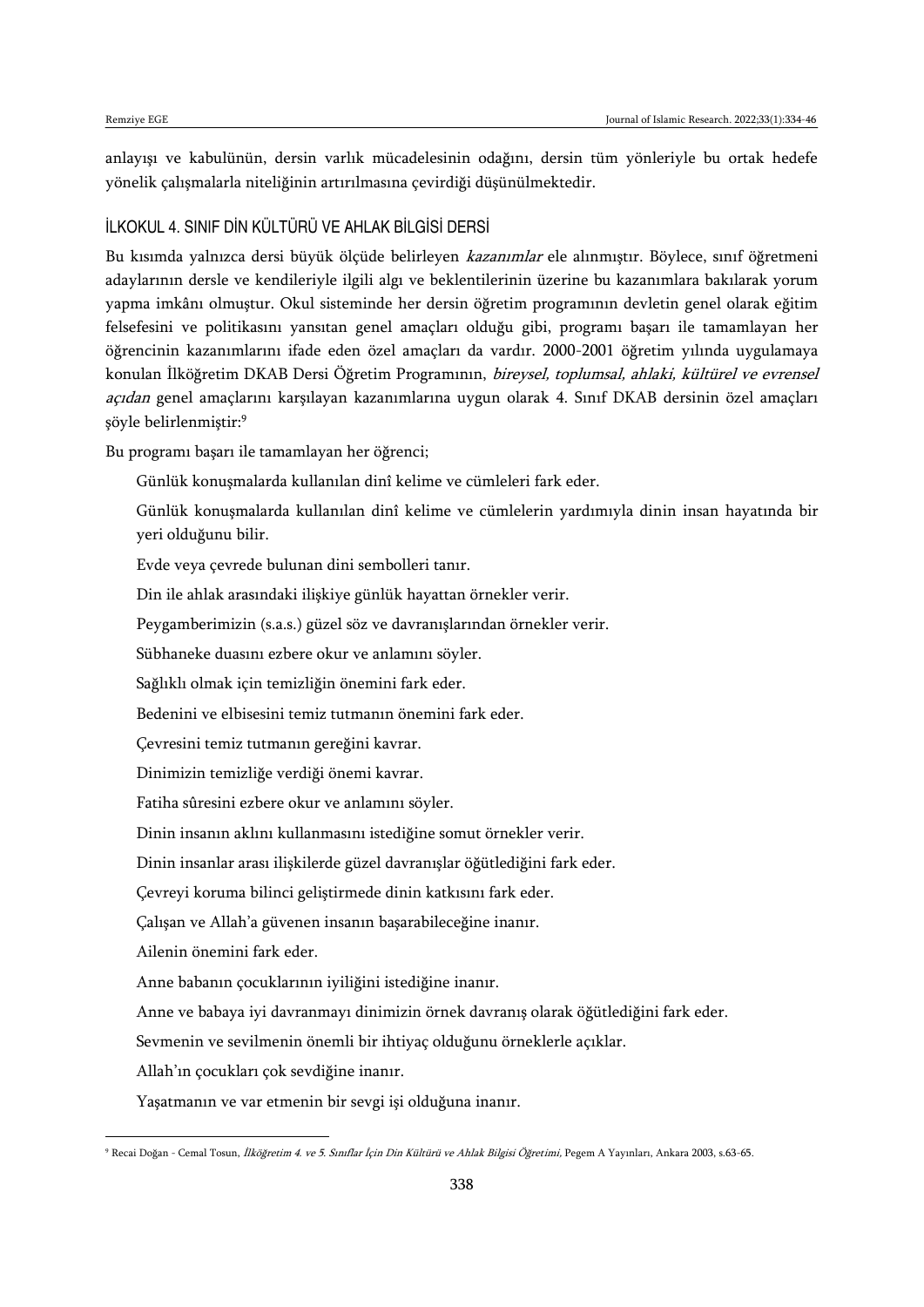anlayışı ve kabulünün, dersin varlık mücadelesinin odağını, dersin tüm yönleriyle bu ortak hedefe yönelik çalışmalarla niteliğinin artırılmasına çevirdiği düşünülmektedir.

## İLKOKUL 4. SINIF DİN KÜLTÜRÜ VE AHLAK BİLGİSİ DERSİ

Bu kısımda yalnızca dersi büyük ölçüde belirleyen *kazanımlar* ele alınmıştır. Böylece, sınıf öğretmeni adaylarının dersle ve kendileriyle ilgili algı ve beklentilerinin üzerine bu kazanımlara bakılarak yorum yapma imkânı olmuştur. Okul sisteminde her dersin öğretim programının devletin genel olarak eğitim felsefesini ve politikasını yansıtan genel amaçları olduğu gibi, programı başarı ile tamamlayan her öğrencinin kazanımlarını ifade eden özel amaçları da vardır. 2000-2001 öğretim yılında uygulamaya konulan İlköğretim DKAB Dersi Öğretim Programının, *bireysel, toplumsal, ahlaki, kültürel ve evrensel açıdan* genel amaçlarını karşılayan kazanımlarına uygun olarak 4. Sınıf DKAB dersinin özel amaçları şöyle belirlenmiştir:[9]

Bu programı başarı ile tamamlayan her öğrenci;

Günlük konuşmalarda kullanılan dinî kelime ve cümleleri fark eder.

Günlük konuşmalarda kullanılan dinî kelime ve cümlelerin yardımıyla dinin insan hayatında bir yeri olduğunu bilir.

Evde veya çevrede bulunan dini sembolleri tanır.

Din ile ahlak arasındaki ilişkiye günlük hayattan örnekler verir.

Peygamberimizin (s.a.s.) güzel söz ve davranışlarından örnekler verir.

Sübhaneke duasını ezbere okur ve anlamını söyler.

Sağlıklı olmak için temizliğin önemini fark eder.

Bedenini ve elbisesini temiz tutmanın önemini fark eder.

Çevresini temiz tutmanın gereğini kavrar.

Dinimizin temizliğe verdiği önemi kavrar.

Fatiha sûresini ezbere okur ve anlamını söyler.

Dinin insanın aklını kullanmasını istediğine somut örnekler verir.

Dinin insanlar arası ilişkilerde güzel davranışlar öğütlediğini fark eder.

Çevreyi koruma bilinci geliştirmede dinin katkısını fark eder.

Çalışan ve Allah'a güvenen insanın başarabileceğine inanır.

Ailenin önemini fark eder.

Anne babanın çocuklarının iyiliğini istediğine inanır.

Anne ve babaya iyi davranmayı dinimizin örnek davranış olarak öğütlediğini fark eder.

Sevmenin ve sevilmenin önemli bir ihtiyaç olduğunu örneklerle açıklar.

Allah'ın çocukları çok sevdiğine inanır.

Yaşatmanın ve var etmenin bir sevgi işi olduğuna inanır.

---

[9] Recai Doğan - Cemal Tosun, *İlköğretim 4. ve 5. Sınıflar İçin Din Kültürü ve Ahlak Bilgisi Öğretimi*, Pegem A Yayınları, Ankara 2003, s.63-65.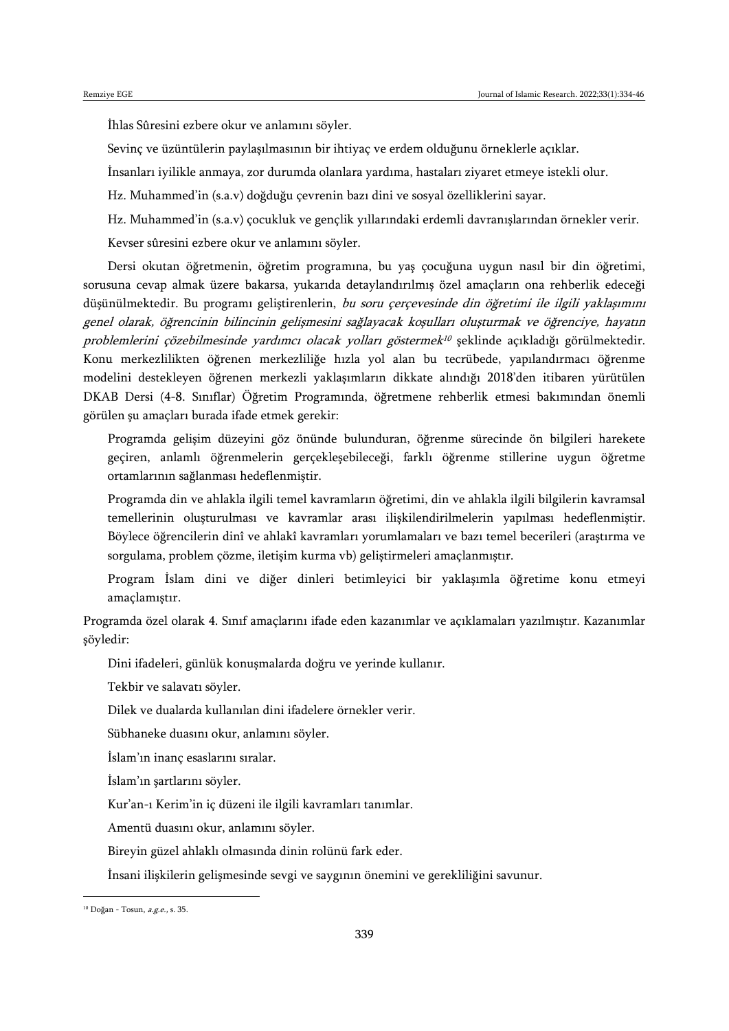İhlas Sûresini ezbere okur ve anlamını söyler.

Sevinç ve üzüntülerin paylaşılmasının bir ihtiyaç ve erdem olduğunu örneklerle açıklar.

İnsanları iyilikle anmaya, zor durumda olanlara yardıma, hastaları ziyaret etmeye istekli olur.

Hz. Muhammed'in (s.a.v) doğduğu çevrenin bazı dini ve sosyal özelliklerini sayar.

Hz. Muhammed'in (s.a.v) çocukluk ve gençlik yıllarındaki erdemli davranışlarından örnekler verir.

Kevser sûresini ezbere okur ve anlamını söyler.

Dersi okutan öğretmenin, öğretim programına, bu yaş çocuğuna uygun nasıl bir din öğretimi, sorusuna cevap almak üzere bakarsa, yukarıda detaylandırılmış özel amaçların ona rehberlik edeceği düşünülmektedir. Bu programı geliştirenlerin, *bu soru çerçevesinde din öğretimi ile ilgili yaklaşımını genel olarak, öğrencinin bilincinin gelişmesini sağlayacak koşulları oluşturmak ve öğrenciye, hayatın problemlerini çözebilmesinde yardımcı olacak yolları göstermek*[10] şeklinde açıkladığı görülmektedir. Konu merkezlilikten öğrenen merkezliliğe hızla yol alan bu tecrübede, yapılandırmacı öğrenme modelini destekleyen öğrenen merkezli yaklaşımların dikkate alındığı 2018'den itibaren yürütülen DKAB Dersi (4-8. Sınıflar) Öğretim Programında, öğretmene rehberlik etmesi bakımından önemli görülen şu amaçları burada ifade etmek gerekir:

> Programda gelişim düzeyini göz önünde bulunduran, öğrenme sürecinde ön bilgileri harekete geçiren, anlamlı öğrenmelerin gerçekleşebileceği, farklı öğrenme stillerine uygun öğretme ortamlarının sağlanması hedeflenmiştir.
>
> Programda din ve ahlakla ilgili temel kavramların öğretimi, din ve ahlakla ilgili bilgilerin kavramsal temellerinin oluşturulması ve kavramlar arası ilişkilendirilmelerin yapılması hedeflenmiştir. Böylece öğrencilerin dinî ve ahlakî kavramları yorumlamaları ve bazı temel becerileri (araştırma ve sorgulama, problem çözme, iletişim kurma vb) geliştirmeleri amaçlanmıştır.
>
> Program İslam dini ve diğer dinleri betimleyici bir yaklaşımla öğretime konu etmeyi amaçlamıştır.

Programda özel olarak 4. Sınıf amaçlarını ifade eden kazanımlar ve açıklamaları yazılmıştır. Kazanımlar şöyledir:

Dini ifadeleri, günlük konuşmalarda doğru ve yerinde kullanır.

Tekbir ve salavatı söyler.

Dilek ve dualarda kullanılan dini ifadelere örnekler verir.

Sübhaneke duasını okur, anlamını söyler.

İslam'ın inanç esaslarını sıralar.

İslam'ın şartlarını söyler.

Kur'an-ı Kerim'in iç düzeni ile ilgili kavramları tanımlar.

Amentü duasını okur, anlamını söyler.

Bireyin güzel ahlaklı olmasında dinin rolünü fark eder.

İnsani ilişkilerin gelişmesinde sevgi ve saygının önemini ve gerekliliğini savunur.

---

[10] Doğan - Tosun, *a.g.e.*, s. 35.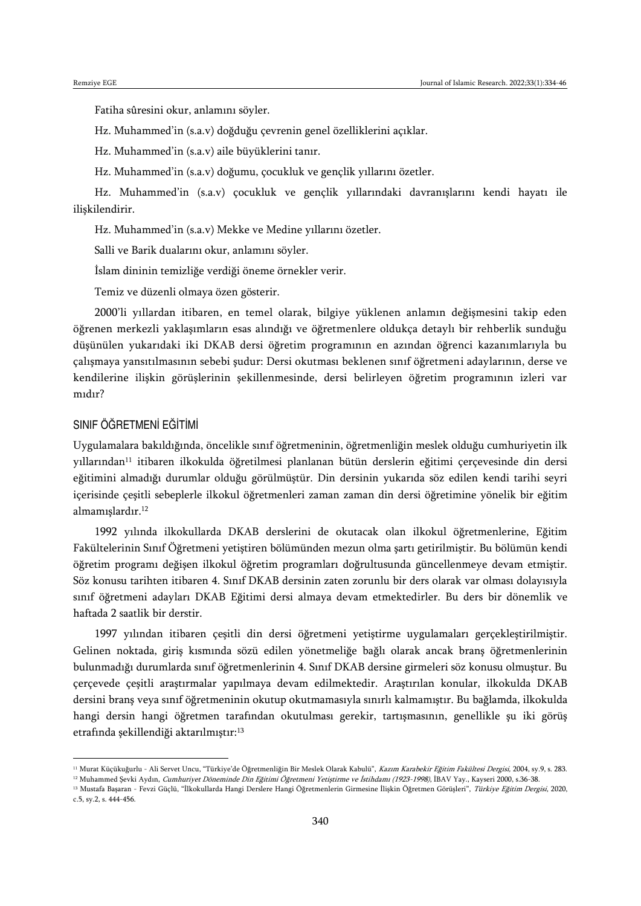Fatiha sûresini okur, anlamını söyler.

Hz. Muhammed'in (s.a.v) doğduğu çevrenin genel özelliklerini açıklar.

Hz. Muhammed'in (s.a.v) aile büyüklerini tanır.

Hz. Muhammed'in (s.a.v) doğumu, çocukluk ve gençlik yıllarını özetler.

Hz. Muhammed'in (s.a.v) çocukluk ve gençlik yıllarındaki davranışlarını kendi hayatı ile ilişkilendirir.

Hz. Muhammed'in (s.a.v) Mekke ve Medine yıllarını özetler.

Salli ve Barik dualarını okur, anlamını söyler.

İslam dininin temizliğe verdiği öneme örnekler verir.

Temiz ve düzenli olmaya özen gösterir.

2000'li yıllardan itibaren, en temel olarak, bilgiye yüklenen anlamın değişmesini takip eden öğrenen merkezli yaklaşımların esas alındığı ve öğretmenlere oldukça detaylı bir rehberlik sunduğu düşünülen yukarıdaki iki DKAB dersi öğretim programının en azından öğrenci kazanımlarıyla bu çalışmaya yansıtılmasının sebebi şudur: Dersi okutması beklenen sınıf öğretmeni adaylarının, derse ve kendilerine ilişkin görüşlerinin şekillenmesinde, dersi belirleyen öğretim programının izleri var mıdır?

## SINIF ÖĞRETMENİ EĞİTİMİ

Uygulamalara bakıldığında, öncelikle sınıf öğretmeninin, öğretmenliğin meslek olduğu cumhuriyetin ilk yıllarından[11] itibaren ilkokulda öğretilmesi planlanan bütün derslerin eğitimi çerçevesinde din dersi eğitimini almadığı durumlar olduğu görülmüştür. Din dersinin yukarıda söz edilen kendi tarihi seyri içerisinde çeşitli sebeplerle ilkokul öğretmenleri zaman zaman din dersi öğretimine yönelik bir eğitim almamışlardır.[12]

1992 yılında ilkokullarda DKAB derslerini de okutacak olan ilkokul öğretmenlerine, Eğitim Fakültelerinin Sınıf Öğretmeni yetiştiren bölümünden mezun olma şartı getirilmiştir. Bu bölümün kendi öğretim programı değişen ilkokul öğretim programları doğrultusunda güncellenmeye devam etmiştir. Söz konusu tarihten itibaren 4. Sınıf DKAB dersinin zaten zorunlu bir ders olarak var olması dolayısıyla sınıf öğretmeni adayları DKAB Eğitimi dersi almaya devam etmektedirler. Bu ders bir dönemlik ve haftada 2 saatlik bir derstir.

1997 yılından itibaren çeşitli din dersi öğretmeni yetiştirme uygulamaları gerçekleştirilmiştir. Gelinen noktada, giriş kısmında sözü edilen yönetmeliğe bağlı olarak ancak branş öğretmenlerinin bulunmadığı durumlarda sınıf öğretmenlerinin 4. Sınıf DKAB dersine girmeleri söz konusu olmuştur. Bu çerçevede çeşitli araştırmalar yapılmaya devam edilmektedir. Araştırılan konular, ilkokulda DKAB dersini branş veya sınıf öğretmeninin okutup okutmamasıyla sınırlı kalmamıştır. Bu bağlamda, ilkokulda hangi dersin hangi öğretmen tarafından okutulması gerekir, tartışmasının, genellikle şu iki görüş etrafında şekillendiği aktarılmıştır:[13]

---

[11] Murat Küçükuğurlu - Ali Servet Uncu, "Türkiye'de Öğretmenliğin Bir Meslek Olarak Kabulü", *Kazım Karabekir Eğitim Fakültesi Dergisi*, 2004, sy.9, s. 283.

[12] Muhammed Şevki Aydın, *Cumhuriyet Döneminde Din Eğitimi Öğretmeni Yetiştirme ve İstihdamı (1923-1998)*, İBAV Yay., Kayseri 2000, s.36-38.

[13] Mustafa Başaran - Fevzi Güçlü, "İlkokullarda Hangi Derslere Hangi Öğretmenlerin Girmesine İlişkin Öğretmen Görüşleri", *Türkiye Eğitim Dergisi*, 2020, c.5, sy.2, s. 444-456.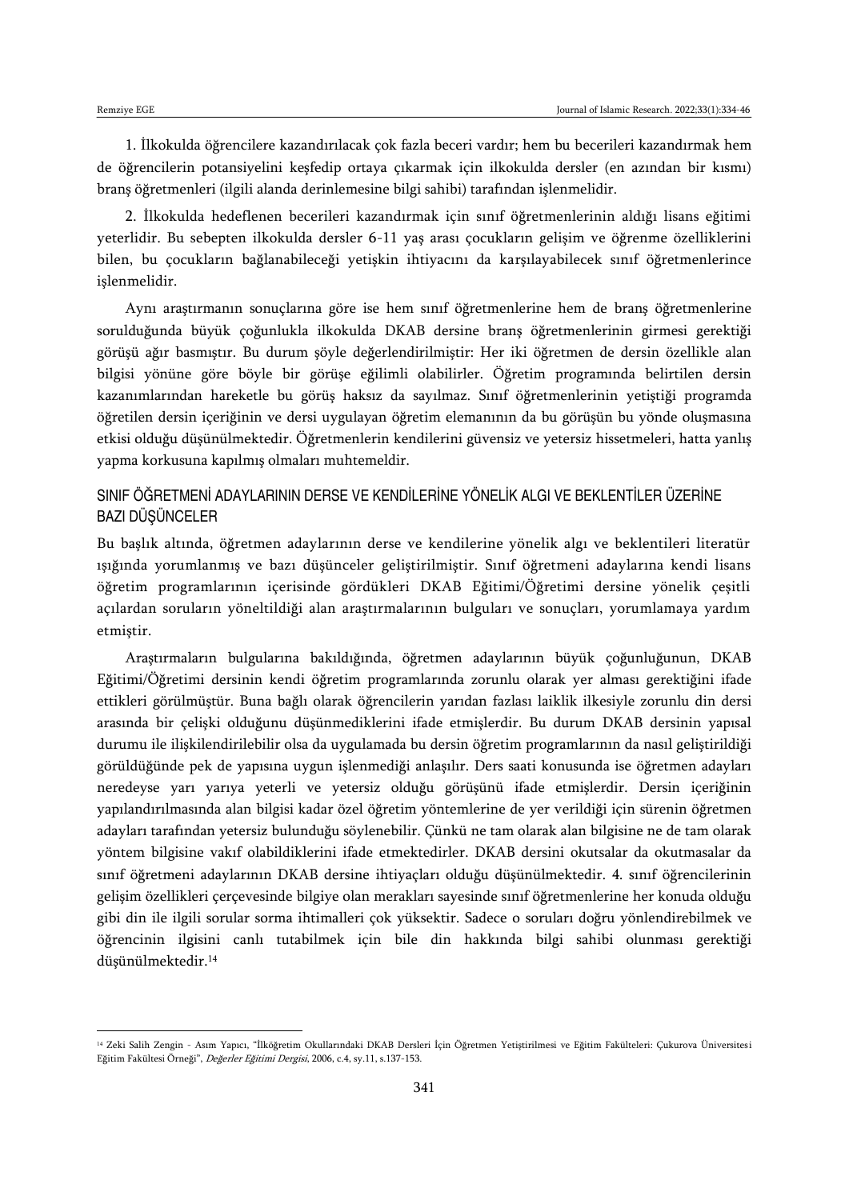1. İlkokulda öğrencilere kazandırılacak çok fazla beceri vardır; hem bu becerileri kazandırmak hem de öğrencilerin potansiyelini keşfedip ortaya çıkarmak için ilkokulda dersler (en azından bir kısmı) branş öğretmenleri (ilgili alanda derinlemesine bilgi sahibi) tarafından işlenmelidir.

2. İlkokulda hedeflenen becerileri kazandırmak için sınıf öğretmenlerinin aldığı lisans eğitimi yeterlidir. Bu sebepten ilkokulda dersler 6-11 yaş arası çocukların gelişim ve öğrenme özelliklerini bilen, bu çocukların bağlanabileceği yetişkin ihtiyacını da karşılayabilecek sınıf öğretmenlerince işlenmelidir.

Aynı araştırmanın sonuçlarına göre ise hem sınıf öğretmenlerine hem de branş öğretmenlerine sorulduğunda büyük çoğunlukla ilkokulda DKAB dersine branş öğretmenlerinin girmesi gerektiği görüşü ağır basmıştır. Bu durum şöyle değerlendirilmiştir: Her iki öğretmen de dersin özellikle alan bilgisi yönüne göre böyle bir görüşe eğilimli olabilirler. Öğretim programında belirtilen dersin kazanımlarından hareketle bu görüş haksız da sayılmaz. Sınıf öğretmenlerinin yetiştiği programda öğretilen dersin içeriğinin ve dersi uygulayan öğretim elemanının da bu görüşün bu yönde oluşmasına etkisi olduğu düşünülmektedir. Öğretmenlerin kendilerini güvensiz ve yetersiz hissetmeleri, hatta yanlış yapma korkusuna kapılmış olmaları muhtemeldir.

## SINIF ÖĞRETMENİ ADAYLARININ DERSE VE KENDİLERİNE YÖNELİK ALGI VE BEKLENTİLER ÜZERİNE BAZI DÜŞÜNCELER

Bu başlık altında, öğretmen adaylarının derse ve kendilerine yönelik algı ve beklentileri literatür ışığında yorumlanmış ve bazı düşünceler geliştirilmiştir. Sınıf öğretmeni adaylarına kendi lisans öğretim programlarının içerisinde gördükleri DKAB Eğitimi/Öğretimi dersine yönelik çeşitli açılardan soruların yöneltildiği alan araştırmalarının bulguları ve sonuçları, yorumlamaya yardım etmiştir.

Araştırmaların bulgularına bakıldığında, öğretmen adaylarının büyük çoğunluğunun, DKAB Eğitimi/Öğretimi dersinin kendi öğretim programlarında zorunlu olarak yer alması gerektiğini ifade ettikleri görülmüştür. Buna bağlı olarak öğrencilerin yarıdan fazlası laiklik ilkesiyle zorunlu din dersi arasında bir çelişki olduğunu düşünmediklerini ifade etmişlerdir. Bu durum DKAB dersinin yapısal durumu ile ilişkilendirilebilir olsa da uygulamada bu dersin öğretim programlarının da nasıl geliştirildiği görüldüğünde pek de yapısına uygun işlenmediği anlaşılır. Ders saati konusunda ise öğretmen adayları neredeyse yarı yarıya yeterli ve yetersiz olduğu görüşünü ifade etmişlerdir. Dersin içeriğinin yapılandırılmasında alan bilgisi kadar özel öğretim yöntemlerine de yer verildiği için sürenin öğretmen adayları tarafından yetersiz bulunduğu söylenebilir. Çünkü ne tam olarak alan bilgisine ne de tam olarak yöntem bilgisine vakıf olabildiklerini ifade etmektedirler. DKAB dersini okutsalar da okutmasalar da sınıf öğretmeni adaylarının DKAB dersine ihtiyaçları olduğu düşünülmektedir. 4. sınıf öğrencilerinin gelişim özellikleri çerçevesinde bilgiye olan merakları sayesinde sınıf öğretmenlerine her konuda olduğu gibi din ile ilgili sorular sorma ihtimalleri çok yüksektir. Sadece o soruları doğru yönlendirebilmek ve öğrencinin ilgisini canlı tutabilmek için bile din hakkında bilgi sahibi olunması gerektiği düşünülmektedir.[14]

---

[14] Zeki Salih Zengin - Asım Yapıcı, "İlköğretim Okullarındaki DKAB Dersleri İçin Öğretmen Yetiştirilmesi ve Eğitim Fakülteleri: Çukurova Üniversitesi Eğitim Fakültesi Örneği", *Değerler Eğitimi Dergisi*, 2006, c.4, sy.11, s.137-153.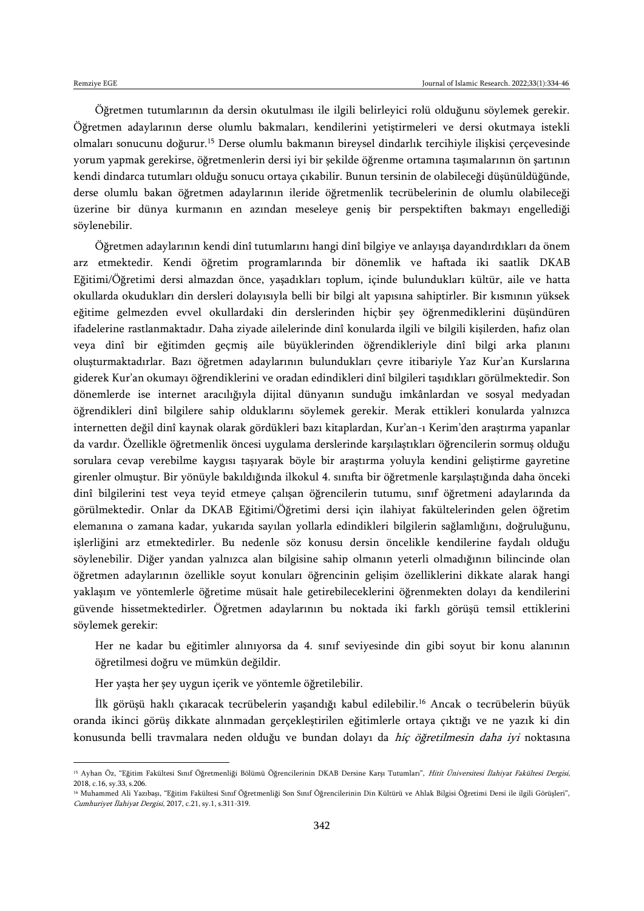Öğretmen tutumlarının da dersin okutulması ile ilgili belirleyici rolü olduğunu söylemek gerekir. Öğretmen adaylarının derse olumlu bakmaları, kendilerini yetiştirmeleri ve dersi okutmaya istekli olmaları sonucunu doğurur.[15] Derse olumlu bakmanın bireysel dindarlık tercihiyle ilişkisi çerçevesinde yorum yapmak gerekirse, öğretmenlerin dersi iyi bir şekilde öğrenme ortamına taşımalarının ön şartının kendi dindarca tutumları olduğu sonucu ortaya çıkabilir. Bunun tersinin de olabileceği düşünüldüğünde, derse olumlu bakan öğretmen adaylarının ileride öğretmenlik tecrübelerinin de olumlu olabileceği üzerine bir dünya kurmanın en azından meseleye geniş bir perspektiften bakmayı engellediği söylenebilir.

Öğretmen adaylarının kendi dinî tutumlarını hangi dinî bilgiye ve anlayışa dayandırdıkları da önem arz etmektedir. Kendi öğretim programlarında bir dönemlik ve haftada iki saatlik DKAB Eğitimi/Öğretimi dersi almazdan önce, yaşadıkları toplum, içinde bulundukları kültür, aile ve hatta okullarda okudukları din dersleri dolayısıyla belli bir bilgi alt yapısına sahiptirler. Bir kısmının yüksek eğitime gelmezden evvel okullardaki din derslerinden hiçbir şey öğrenmediklerini düşündüren ifadelerine rastlanmaktadır. Daha ziyade ailelerinde dinî konularda ilgili ve bilgili kişilerden, hafız olan veya dinî bir eğitimden geçmiş aile büyüklerinden öğrendikleriyle dinî bilgi arka planını oluşturmaktadırlar. Bazı öğretmen adaylarının bulundukları çevre itibariyle Yaz Kur'an Kurslarına giderek Kur'an okumayı öğrendiklerini ve oradan edindikleri dinî bilgileri taşıdıkları görülmektedir. Son dönemlerde ise internet aracılığıyla dijital dünyanın sunduğu imkânlardan ve sosyal medyadan öğrendikleri dinî bilgilere sahip olduklarını söylemek gerekir. Merak ettikleri konularda yalnızca internetten değil dinî kaynak olarak gördükleri bazı kitaplardan, Kur'an-ı Kerim'den araştırma yapanlar da vardır. Özellikle öğretmenlik öncesi uygulama derslerinde karşılaştıkları öğrencilerin sormuş olduğu sorulara cevap verebilme kaygısı taşıyarak böyle bir araştırma yoluyla kendini geliştirme gayretine girenler olmuştur. Bir yönüyle bakıldığında ilkokul 4. sınıfta bir öğretmenle karşılaştığında daha önceki dinî bilgilerini test veya teyid etmeye çalışan öğrencilerin tutumu, sınıf öğretmeni adaylarında da görülmektedir. Onlar da DKAB Eğitimi/Öğretimi dersi için ilahiyat fakültelerinden gelen öğretim elemanına o zamana kadar, yukarıda sayılan yollarla edindikleri bilgilerin sağlamlığını, doğruluğunu, işlerliğini arz etmektedirler. Bu nedenle söz konusu dersin öncelikle kendilerine faydalı olduğu söylenebilir. Diğer yandan yalnızca alan bilgisine sahip olmanın yeterli olmadığının bilincinde olan öğretmen adaylarının özellikle soyut konuları öğrencinin gelişim özelliklerini dikkate alarak hangi yaklaşım ve yöntemlerle öğretime müsait hale getirebileceklerini öğrenmekten dolayı da kendilerini güvende hissetmektedirler. Öğretmen adaylarının bu noktada iki farklı görüşü temsil ettiklerini söylemek gerekir:

Her ne kadar bu eğitimler alınıyorsa da 4. sınıf seviyesinde din gibi soyut bir konu alanının öğretilmesi doğru ve mümkün değildir.

Her yaşta her şey uygun içerik ve yöntemle öğretilebilir.

İlk görüşü haklı çıkaracak tecrübelerin yaşandığı kabul edilebilir.[16] Ancak o tecrübelerin büyük oranda ikinci görüş dikkate alınmadan gerçekleştirilen eğitimlerle ortaya çıktığı ve ne yazık ki din konusunda belli travmalara neden olduğu ve bundan dolayı da *hiç öğretilmesin daha iyi* noktasına

---

[15] Ayhan Öz, "Eğitim Fakültesi Sınıf Öğretmenliği Bölümü Öğrencilerinin DKAB Dersine Karşı Tutumları", *Hitit Üniversitesi İlahiyat Fakültesi Dergisi*, 2018, c.16, sy.33, s.206.

[16] Muhammed Ali Yazıbaşı, "Eğitim Fakültesi Sınıf Öğretmenliği Son Sınıf Öğrencilerinin Din Kültürü ve Ahlak Bilgisi Öğretimi Dersi ile ilgili Görüşleri", *Cumhuriyet İlahiyat Dergisi*, 2017, c.21, sy.1, s.311-319.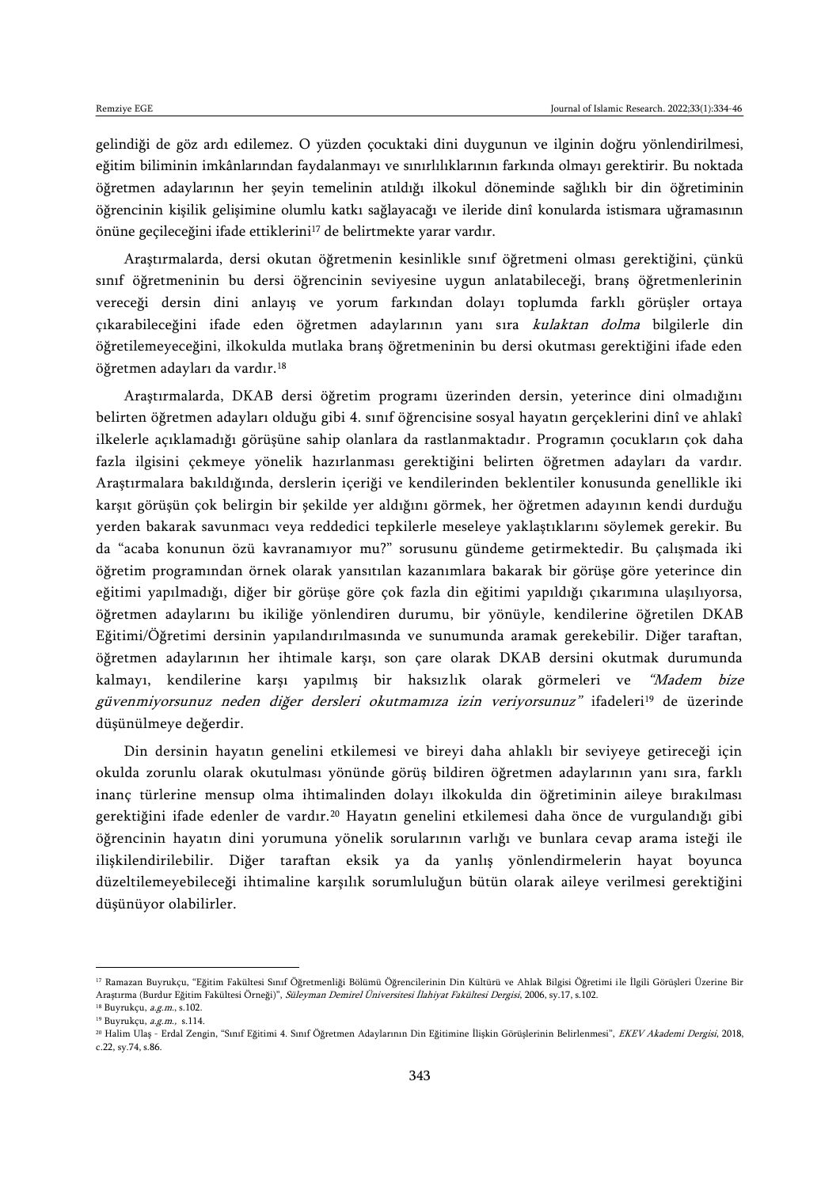gelindiği de göz ardı edilemez. O yüzden çocuktaki dini duygunun ve ilginin doğru yönlendirilmesi, eğitim biliminin imkânlarından faydalanmayı ve sınırlılıklarının farkında olmayı gerektirir. Bu noktada öğretmen adaylarının her şeyin temelinin atıldığı ilkokul döneminde sağlıklı bir din öğretiminin öğrencinin kişilik gelişimine olumlu katkı sağlayacağı ve ileride dinî konularda istismara uğramasının önüne geçileceğini ifade ettiklerini[17] de belirtmekte yarar vardır.

Araştırmalarda, dersi okutan öğretmenin kesinlikle sınıf öğretmeni olması gerektiğini, çünkü sınıf öğretmeninin bu dersi öğrencinin seviyesine uygun anlatabileceği, branş öğretmenlerinin vereceği dersin dini anlayış ve yorum farkından dolayı toplumda farklı görüşler ortaya çıkarabileceğini ifade eden öğretmen adaylarının yanı sıra *kulaktan dolma* bilgilerle din öğretilemeyeceğini, ilkokulda mutlaka branş öğretmeninin bu dersi okutması gerektiğini ifade eden öğretmen adayları da vardır.[18]

Araştırmalarda, DKAB dersi öğretim programı üzerinden dersin, yeterince dini olmadığını belirten öğretmen adayları olduğu gibi 4. sınıf öğrencisine sosyal hayatın gerçeklerini dinî ve ahlakî ilkelerle açıklamadığı görüşüne sahip olanlara da rastlanmaktadır. Programın çocukların çok daha fazla ilgisini çekmeye yönelik hazırlanması gerektiğini belirten öğretmen adayları da vardır. Araştırmalara bakıldığında, derslerin içeriği ve kendilerinden beklentiler konusunda genellikle iki karşıt görüşün çok belirgin bir şekilde yer aldığını görmek, her öğretmen adayının kendi durduğu yerden bakarak savunmacı veya reddedici tepkilerle meseleye yaklaştıklarını söylemek gerekir. Bu da "acaba konunun özü kavranamıyor mu?" sorusunu gündeme getirmektedir. Bu çalışmada iki öğretim programından örnek olarak yansıtılan kazanımlara bakarak bir görüşe göre yeterince din eğitimi yapılmadığı, diğer bir görüşe göre çok fazla din eğitimi yapıldığı çıkarımına ulaşılıyorsa, öğretmen adaylarını bu ikiliğe yönlendiren durumu, bir yönüyle, kendilerine öğretilen DKAB Eğitimi/Öğretimi dersinin yapılandırılmasında ve sunumunda aramak gerekebilir. Diğer taraftan, öğretmen adaylarının her ihtimale karşı, son çare olarak DKAB dersini okutmak durumunda kalmayı, kendilerine karşı yapılmış bir haksızlık olarak görmeleri ve *"Madem bize güvenmiyorsunuz neden diğer dersleri okutmamıza izin veriyorsunuz"* ifadeleri[19] de üzerinde düşünülmeye değerdir.

Din dersinin hayatın genelini etkilemesi ve bireyi daha ahlaklı bir seviyeye getireceği için okulda zorunlu olarak okutulması yönünde görüş bildiren öğretmen adaylarının yanı sıra, farklı inanç türlerine mensup olma ihtimalinden dolayı ilkokulda din öğretiminin aileye bırakılması gerektiğini ifade edenler de vardır.[20] Hayatın genelini etkilemesi daha önce de vurgulandığı gibi öğrencinin hayatın dini yorumuna yönelik sorularının varlığı ve bunlara cevap arama isteği ile ilişkilendirilebilir. Diğer taraftan eksik ya da yanlış yönlendirmelerin hayat boyunca düzeltilemeyebileceği ihtimaline karşılık sorumluluğun bütün olarak aileye verilmesi gerektiğini düşünüyor olabilirler.

---

[17] Ramazan Buyrukçu, "Eğitim Fakültesi Sınıf Öğretmenliği Bölümü Öğrencilerinin Din Kültürü ve Ahlak Bilgisi Öğretimi ile İlgili Görüşleri Üzerine Bir Araştırma (Burdur Eğitim Fakültesi Örneği)", *Süleyman Demirel Üniversitesi İlahiyat Fakültesi Dergisi*, 2006, sy.17, s.102.

[18] Buyrukçu, *a.g.m.*, s.102.

[19] Buyrukçu, *a.g.m.*, s.114.

[20] Halim Ulaş - Erdal Zengin, "Sınıf Eğitimi 4. Sınıf Öğretmen Adaylarının Din Eğitimine İlişkin Görüşlerinin Belirlenmesi", *EKEV Akademi Dergisi*, 2018, c.22, sy.74, s.86.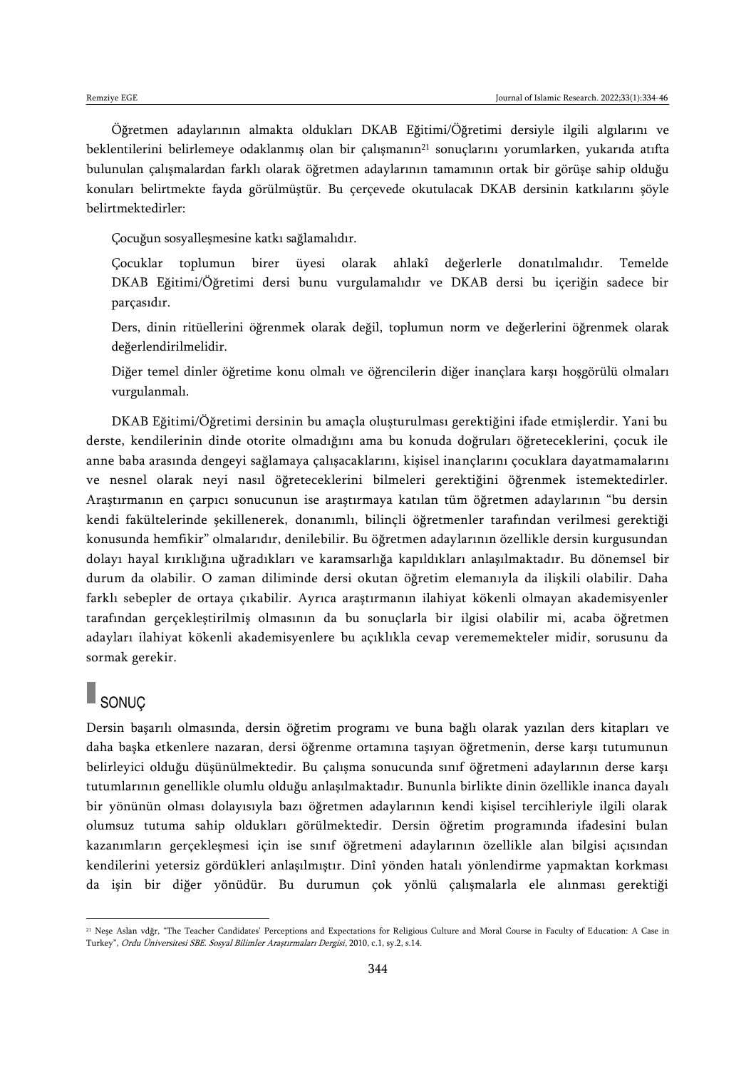Öğretmen adaylarının almakta oldukları DKAB Eğitimi/Öğretimi dersiyle ilgili algılarını ve beklentilerini belirlemeye odaklanmış olan bir çalışmanın[21] sonuçlarını yorumlarken, yukarıda atıfta bulunulan çalışmalardan farklı olarak öğretmen adaylarının tamamının ortak bir görüşe sahip olduğu konuları belirtmekte fayda görülmüştür. Bu çerçevede okutulacak DKAB dersinin katkılarını şöyle belirtmektedirler:

Çocuğun sosyalleşmesine katkı sağlamalıdır.

Çocuklar toplumun birer üyesi olarak ahlakî değerlerle donatılmalıdır. Temelde DKAB Eğitimi/Öğretimi dersi bunu vurgulamalıdır ve DKAB dersi bu içeriğin sadece bir parçasıdır.

Ders, dinin ritüellerini öğrenmek olarak değil, toplumun norm ve değerlerini öğrenmek olarak değerlendirilmelidir.

Diğer temel dinler öğretime konu olmalı ve öğrencilerin diğer inançlara karşı hoşgörülü olmaları vurgulanmalı.

DKAB Eğitimi/Öğretimi dersinin bu amaçla oluşturulması gerektiğini ifade etmişlerdir. Yani bu derste, kendilerinin dinde otorite olmadığını ama bu konuda doğruları öğreteceklerini, çocuk ile anne baba arasında dengeyi sağlamaya çalışacaklarını, kişisel inançlarını çocuklara dayatmamalarını ve nesnel olarak neyi nasıl öğreteceklerini bilmeleri gerektiğini öğrenmek istemektedirler. Araştırmanın en çarpıcı sonucunun ise araştırmaya katılan tüm öğretmen adaylarının "bu dersin kendi fakültelerinde şekillenerek, donanımlı, bilinçli öğretmenler tarafından verilmesi gerektiği konusunda hemfikir" olmalarıdır, denilebilir. Bu öğretmen adaylarının özellikle dersin kurgusundan dolayı hayal kırıklığına uğradıkları ve karamsarlığa kapıldıkları anlaşılmaktadır. Bu dönemsel bir durum da olabilir. O zaman diliminde dersi okutan öğretim elemanıyla da ilişkili olabilir. Daha farklı sebepler de ortaya çıkabilir. Ayrıca araştırmanın ilahiyat kökenli olmayan akademisyenler tarafından gerçekleştirilmiş olmasının da bu sonuçlarla bir ilgisi olabilir mi, acaba öğretmen adayları ilahiyat kökenli akademisyenlere bu açıklıkla cevap verememekteler midir, sorusunu da sormak gerekir.

## SONUÇ

Dersin başarılı olmasında, dersin öğretim programı ve buna bağlı olarak yazılan ders kitapları ve daha başka etkenlere nazaran, dersi öğrenme ortamına taşıyan öğretmenin, derse karşı tutumunun belirleyici olduğu düşünülmektedir. Bu çalışma sonucunda sınıf öğretmeni adaylarının derse karşı tutumlarının genellikle olumlu olduğu anlaşılmaktadır. Bununla birlikte dinin özellikle inanca dayalı bir yönünün olması dolayısıyla bazı öğretmen adaylarının kendi kişisel tercihleriyle ilgili olarak olumsuz tutuma sahip oldukları görülmektedir. Dersin öğretim programında ifadesini bulan kazanımların gerçekleşmesi için ise sınıf öğretmeni adaylarının özellikle alan bilgisi açısından kendilerini yetersiz gördükleri anlaşılmıştır. Dinî yönden hatalı yönlendirme yapmaktan korkması da işin bir diğer yönüdür. Bu durumun çok yönlü çalışmalarla ele alınması gerektiği

---

[21] Neşe Aslan vdğr, "The Teacher Candidates' Perceptions and Expectations for Religious Culture and Moral Course in Faculty of Education: A Case in Turkey", *Ordu Üniversitesi SBE. Sosyal Bilimler Araştırmaları Dergisi*, 2010, c.1, sy.2, s.14.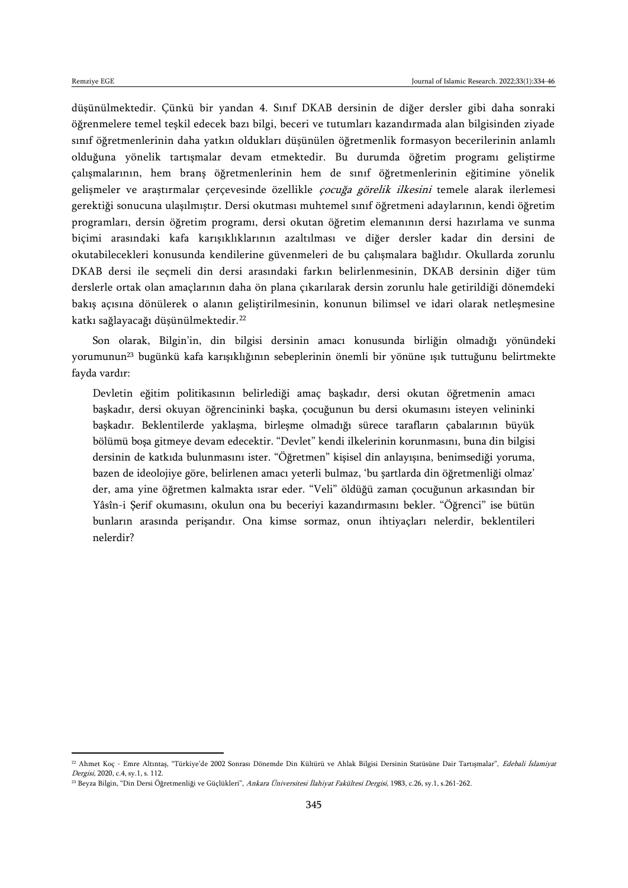düşünülmektedir. Çünkü bir yandan 4. Sınıf DKAB dersinin de diğer dersler gibi daha sonraki öğrenmelere temel teşkil edecek bazı bilgi, beceri ve tutumları kazandırmada alan bilgisinden ziyade sınıf öğretmenlerinin daha yatkın oldukları düşünülen öğretmenlik formasyon becerilerinin anlamlı olduğuna yönelik tartışmalar devam etmektedir. Bu durumda öğretim programı geliştirme çalışmalarının, hem branş öğretmenlerinin hem de sınıf öğretmenlerinin eğitimine yönelik gelişmeler ve araştırmalar çerçevesinde özellikle *çocuğa görelik ilkesini* temele alarak ilerlemesi gerektiği sonucuna ulaşılmıştır. Dersi okutması muhtemel sınıf öğretmeni adaylarının, kendi öğretim programları, dersin öğretim programı, dersi okutan öğretim elemanının dersi hazırlama ve sunma biçimi arasındaki kafa karışıklıklarının azaltılması ve diğer dersler kadar din dersini de okutabilecekleri konusunda kendilerine güvenmeleri de bu çalışmalara bağlıdır. Okullarda zorunlu DKAB dersi ile seçmeli din dersi arasındaki farkın belirlenmesinin, DKAB dersinin diğer tüm derslerle ortak olan amaçlarının daha ön plana çıkarılarak dersin zorunlu hale getirildiği dönemdeki bakış açısına dönülerek o alanın geliştirilmesinin, konunun bilimsel ve idari olarak netleşmesine katkı sağlayacağı düşünülmektedir.[22]

Son olarak, Bilgin'in, din bilgisi dersinin amacı konusunda birliğin olmadığı yönündeki yorumunun[23] bugünkü kafa karışıklığının sebeplerinin önemli bir yönüne ışık tuttuğunu belirtmekte fayda vardır:

> Devletin eğitim politikasının belirlediği amaç başkadır, dersi okutan öğretmenin amacı başkadır, dersi okuyan öğrencininki başka, çocuğunun bu dersi okumasını isteyen velininki başkadır. Beklentilerde yaklaşma, birleşme olmadığı sürece tarafların çabalarının büyük bölümü boşa gitmeye devam edecektir. "Devlet" kendi ilkelerinin korunmasını, buna din bilgisi dersinin de katkıda bulunmasını ister. "Öğretmen" kişisel din anlayışına, benimsediği yoruma, bazen de ideolojiye göre, belirlenen amacı yeterli bulmaz, 'bu şartlarda din öğretmenliği olmaz' der, ama yine öğretmen kalmakta ısrar eder. "Veli" öldüğü zaman çocuğunun arkasından bir Yâsîn-i Şerif okumasını, okulun ona bu beceriyi kazandırmasını bekler. "Öğrenci" ise bütün bunların arasında perişandır. Ona kimse sormaz, onun ihtiyaçları nelerdir, beklentileri nelerdir?

---

[22] Ahmet Koç - Emre Altıntaş, "Türkiye'de 2002 Sonrası Dönemde Din Kültürü ve Ahlak Bilgisi Dersinin Statüsüne Dair Tartışmalar", *Edebali İslamiyat Dergisi*, 2020, c.4, sy.1, s. 112.

[23] Beyza Bilgin, "Din Dersi Öğretmenliği ve Güçlükleri", *Ankara Üniversitesi İlahiyat Fakültesi Dergisi*, 1983, c.26, sy.1, s.261-262.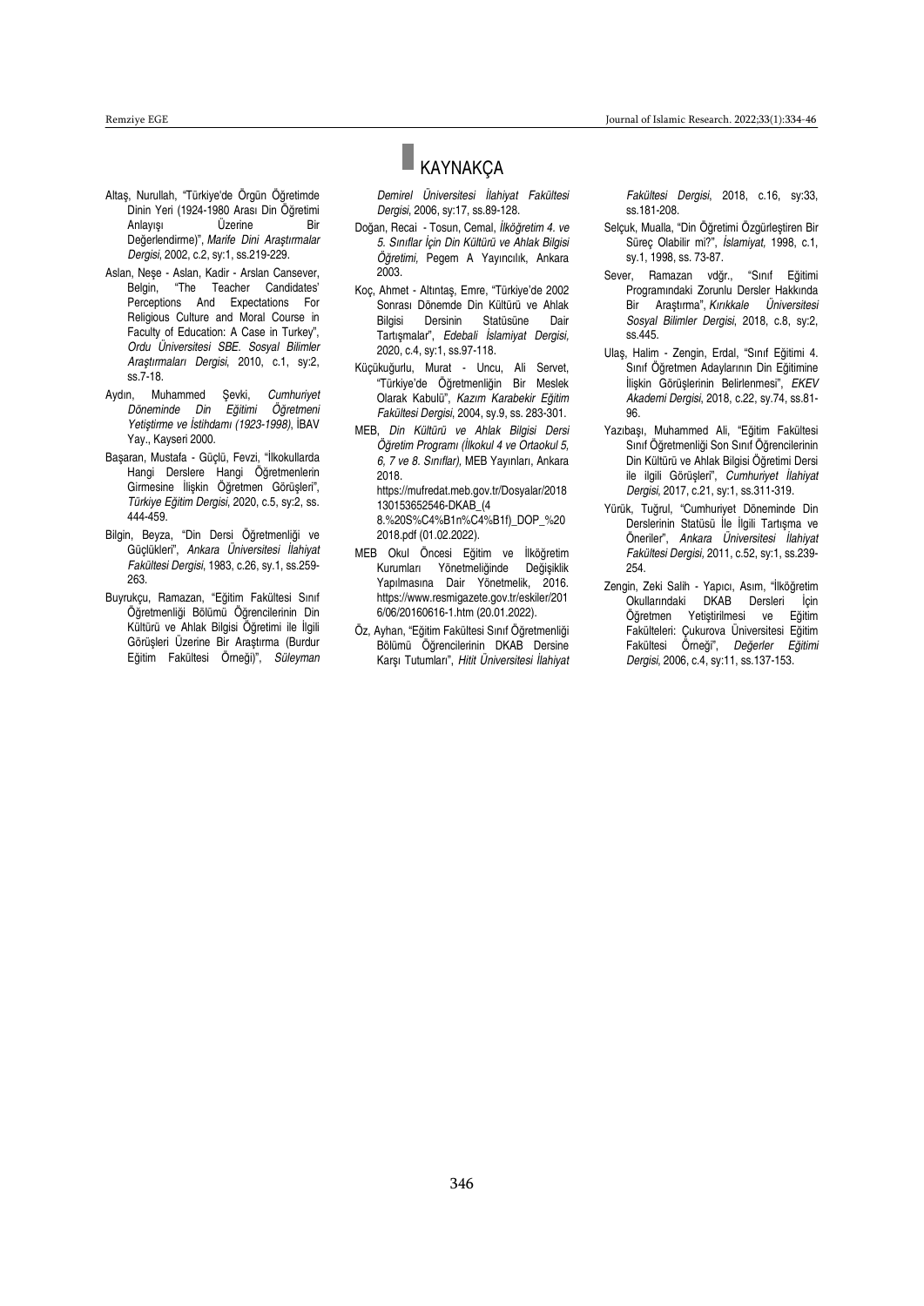# KAYNAKÇA

Altaş, Nurullah, "Türkiye'de Örgün Öğretimde Dinin Yeri (1924-1980 Arası Din Öğretimi Anlayışı Üzerine Bir Değerlendirme)", *Marife Dini Araştırmalar Dergisi*, 2002, c.2, sy:1, ss.219-229.

Aslan, Neşe - Aslan, Kadir - Arslan Cansever, Belgin, "The Teacher Candidates' Perceptions And Expectations For Religious Culture and Moral Course in Faculty of Education: A Case in Turkey", *Ordu Üniversitesi SBE. Sosyal Bilimler Araştırmaları Dergisi*, 2010, c.1, sy:2, ss.7-18.

Aydın, Muhammed Şevki, *Cumhuriyet Döneminde Din Eğitimi Öğretmeni Yetiştirme ve İstihdamı (1923-1998)*, İBAV Yay., Kayseri 2000.

Başaran, Mustafa - Güçlü, Fevzi, "İlkokullarda Hangi Derslere Hangi Öğretmenlerin Girmesine İlişkin Öğretmen Görüşleri", *Türkiye Eğitim Dergisi*, 2020, c.5, sy:2, ss. 444-459.

Bilgin, Beyza, "Din Dersi Öğretmenliği ve Güçlükleri", *Ankara Üniversitesi İlahiyat Fakültesi Dergisi*, 1983, c.26, sy.1, ss.259-263.

Buyrukçu, Ramazan, "Eğitim Fakültesi Sınıf Öğretmenliği Bölümü Öğrencilerinin Din Kültürü ve Ahlak Bilgisi Öğretimi ile İlgili Görüşleri Üzerine Bir Araştırma (Burdur Eğitim Fakültesi Örneği)", *Süleyman Demirel Üniversitesi İlahiyat Fakültesi Dergisi*, 2006, sy:17, ss.89-128.

Doğan, Recai - Tosun, Cemal, *İlköğretim 4. ve 5. Sınıflar İçin Din Kültürü ve Ahlak Bilgisi Öğretimi*, Pegem A Yayıncılık, Ankara 2003.

Koç, Ahmet - Altıntaş, Emre, "Türkiye'de 2002 Sonrası Dönemde Din Kültürü ve Ahlak Bilgisi Dersinin Statüsüne Dair Tartışmalar", *Edebali İslamiyat Dergisi*, 2020, c.4, sy:1, ss.97-118.

Küçükuğurlu, Murat - Uncu, Ali Servet, "Türkiye'de Öğretmenliğin Bir Meslek Olarak Kabulü", *Kazım Karabekir Eğitim Fakültesi Dergisi*, 2004, sy.9, ss. 283-301.

MEB, *Din Kültürü ve Ahlak Bilgisi Dersi Öğretim Programı (İlkokul 4 ve Ortaokul 5, 6, 7 ve 8. Sınıflar)*, MEB Yayınları, Ankara 2018. https://mufredat.meb.gov.tr/Dosyalar/2018130153652546-DKAB_(4 8.%20S%C4%B1n%C4%B1f)_DOP_%202018.pdf (01.02.2022).

MEB Okul Öncesi Eğitim ve İlköğretim Kurumları Yönetmeliğinde Değişiklik Yapılmasına Dair Yönetmelik, 2016. https://www.resmigazete.gov.tr/eskiler/2016/06/20160616-1.htm (20.01.2022).

Öz, Ayhan, "Eğitim Fakültesi Sınıf Öğretmenliği Bölümü Öğrencilerinin DKAB Dersine Karşı Tutumları", *Hitit Üniversitesi İlahiyat Fakültesi Dergisi*, 2018, c.16, sy:33, ss.181-208.

Selçuk, Mualla, "Din Öğretimi Özgürleştiren Bir Süreç Olabilir mi?", *İslamiyat*, 1998, c.1, sy.1, 1998, ss. 73-87.

Sever, Ramazan vdğr., "Sınıf Eğitimi Programındaki Zorunlu Dersler Hakkında Bir Araştırma", *Kırıkkale Üniversitesi Sosyal Bilimler Dergisi*, 2018, c.8, sy:2, ss.445.

Ulaş, Halim - Zengin, Erdal, "Sınıf Eğitimi 4. Sınıf Öğretmen Adaylarının Din Eğitimine İlişkin Görüşlerinin Belirlenmesi", *EKEV Akademi Dergisi*, 2018, c.22, sy.74, ss.81-96.

Yazıbaşı, Muhammed Ali, "Eğitim Fakültesi Sınıf Öğretmenliği Son Sınıf Öğrencilerinin Din Kültürü ve Ahlak Bilgisi Öğretimi Dersi ile ilgili Görüşleri", *Cumhuriyet İlahiyat Dergisi*, 2017, c.21, sy:1, ss.311-319.

Yürük, Tuğrul, "Cumhuriyet Döneminde Din Derslerinin Statüsü İle İlgili Tartışma ve Öneriler", *Ankara Üniversitesi İlahiyat Fakültesi Dergisi*, 2011, c.52, sy:1, ss.239-254.

Zengin, Zeki Salih - Yapıcı, Asım, "İlköğretim Okullarındaki DKAB Dersleri İçin Öğretmen Yetiştirilmesi ve Eğitim Fakülteleri: Çukurova Üniversitesi Eğitim Fakültesi Örneği", *Değerler Eğitimi Dergisi*, 2006, c.4, sy:11, ss.137-153.